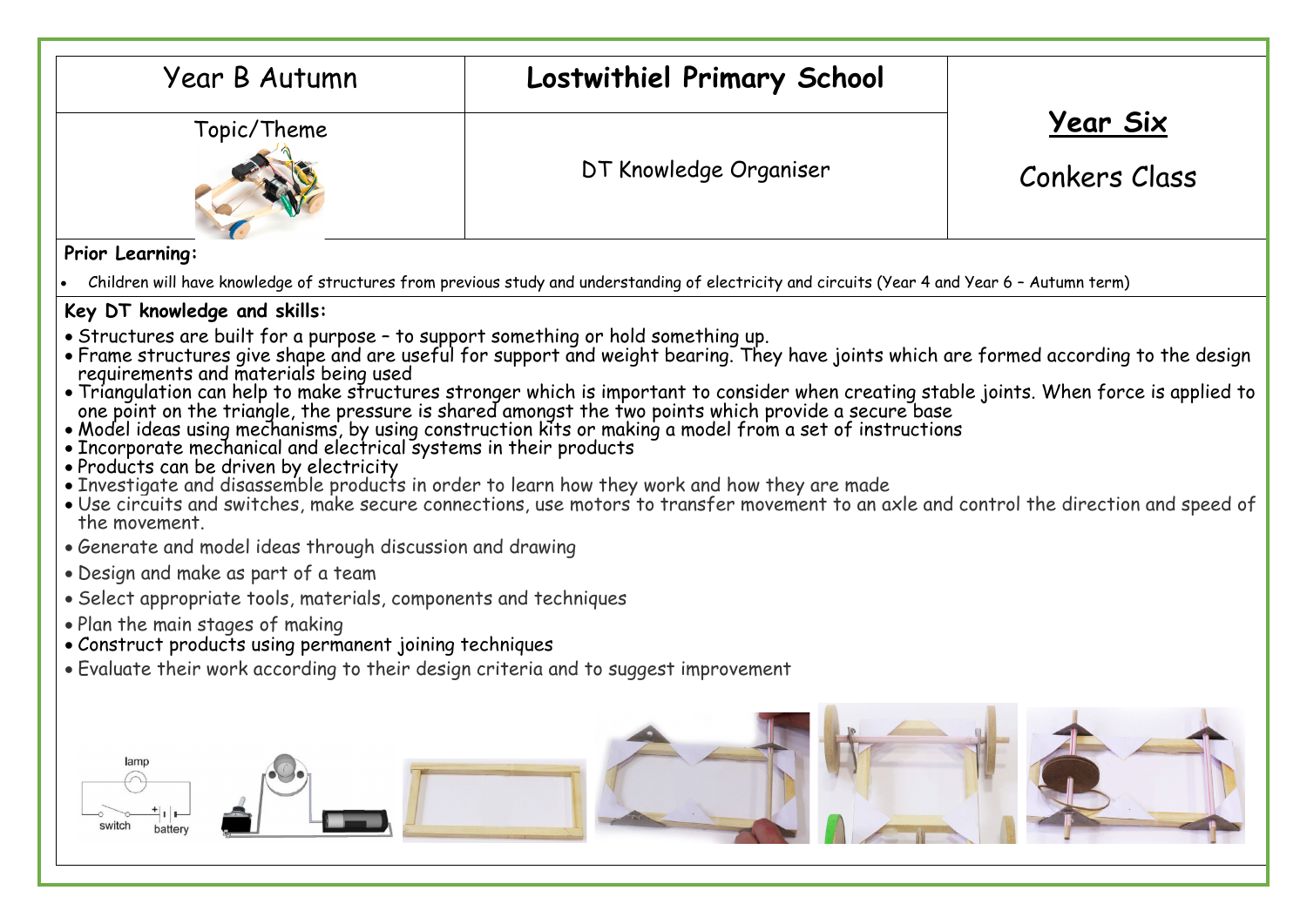| Year B Autumn | **Lostwithiel Primary School** | **Year Six** |
|---|---|---|
| Topic/Theme | DT Knowledge Organiser | Conkers Class |

**Prior Learning:**

- Children will have knowledge of structures from previous study and understanding of electricity and circuits (Year 4 and Year 6 – Autumn term)

**Key DT knowledge and skills:**

- Structures are built for a purpose – to support something or hold something up.
- Frame structures give shape and are useful for support and weight bearing. They have joints which are formed according to the design requirements and materials being used
- Triangulation can help to make structures stronger which is important to consider when creating stable joints. When force is applied to one point on the triangle, the pressure is shared amongst the two points which provide a secure base
- Model ideas using mechanisms, by using construction kits or making a model from a set of instructions
- Incorporate mechanical and electrical systems in their products
- Products can be driven by electricity
- Investigate and disassemble products in order to learn how they work and how they are made
- Use circuits and switches, make secure connections, use motors to transfer movement to an axle and control the direction and speed of the movement.
- Generate and model ideas through discussion and drawing
- Design and make as part of a team
- Select appropriate tools, materials, components and techniques
- Plan the main stages of making
- Construct products using permanent joining techniques
- Evaluate their work according to their design criteria and to suggest improvement

lamp

switch battery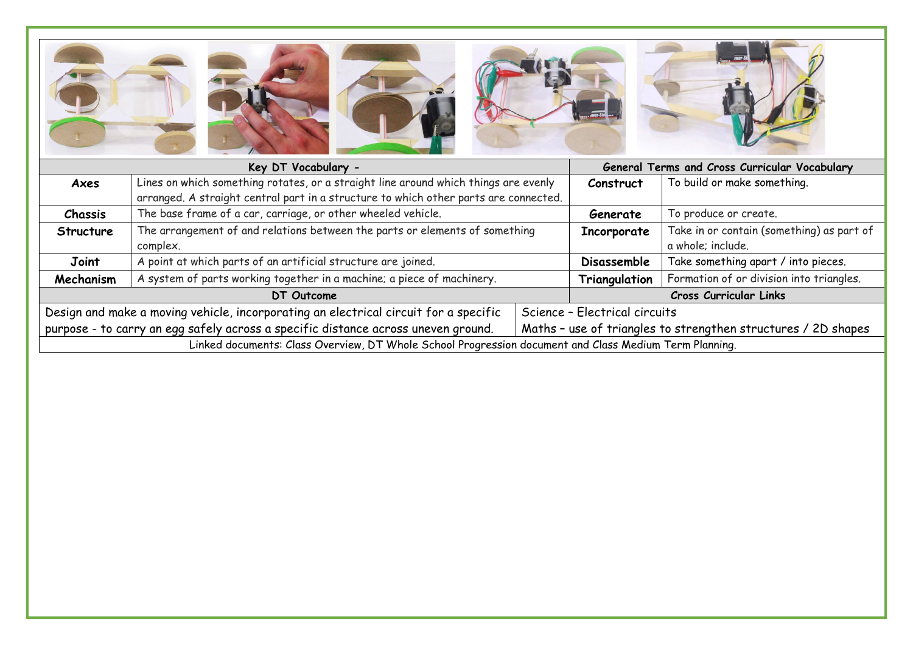| Key DT Vocabulary - | | General Terms and Cross Curricular Vocabulary | |
|---|---|---|---|
| **Axes** | Lines on which something rotates, or a straight line around which things are evenly arranged. A straight central part in a structure to which other parts are connected. | **Construct** | To build or make something. |
| **Chassis** | The base frame of a car, carriage, or other wheeled vehicle. | **Generate** | To produce or create. |
| **Structure** | The arrangement of and relations between the parts or elements of something complex. | **Incorporate** | Take in or contain (something) as part of a whole; include. |
| **Joint** | A point at which parts of an artificial structure are joined. | **Disassemble** | Take something apart / into pieces. |
| **Mechanism** | A system of parts working together in a machine; a piece of machinery. | **Triangulation** | Formation of or division into triangles. |

| DT Outcome | Cross Curricular Links |
|---|---|
| Design and make a moving vehicle, incorporating an electrical circuit for a specific purpose - to carry an egg safely across a specific distance across uneven ground. | Science – Electrical circuits<br>Maths – use of triangles to strengthen structures / 2D shapes |

Linked documents: Class Overview, DT Whole School Progression document and Class Medium Term Planning.